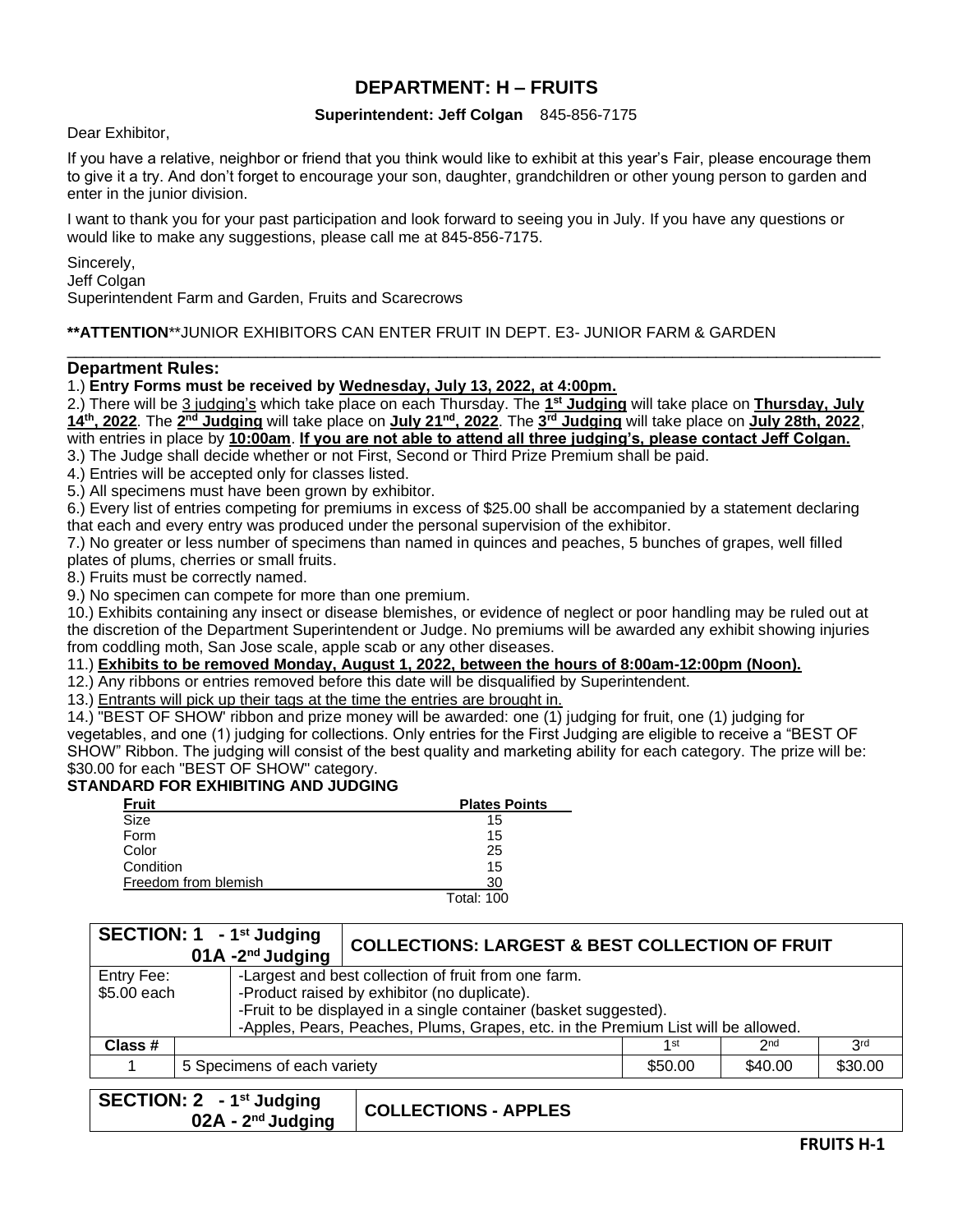# DEPARTMENT: H – FRUITS

**Superintendent: Jeff Colgan** 845-856-7175

Dear Exhibitor,

If you have a relative, neighbor or friend that you think would like to exhibit at this year's Fair, please encourage them to give it a try. And don't forget to encourage your son, daughter, grandchildren or other young person to garden and enter in the junior division.

I want to thank you for your past participation and look forward to seeing you in July. If you have any questions or would like to make any suggestions, please call me at 845-856-7175.

Sincerely,
Jeff Colgan
Superintendent Farm and Garden, Fruits and Scarecrows

**\*\*ATTENTION**\*\*JUNIOR EXHIBITORS CAN ENTER FRUIT IN DEPT. E3- JUNIOR FARM & GARDEN

---

## Department Rules:

1.) **Entry Forms must be received by Wednesday, July 13, 2022, at 4:00pm.**
2.) There will be 3 judging's which take place on each Thursday. The **1st Judging** will take place on **Thursday, July 14th, 2022**. The **2nd Judging** will take place on **July 21st, 2022**. The **3rd Judging** will take place on **July 28th, 2022**, with entries in place by **10:00am**. **If you are not able to attend all three judging's, please contact Jeff Colgan.**
3.) The Judge shall decide whether or not First, Second or Third Prize Premium shall be paid.
4.) Entries will be accepted only for classes listed.
5.) All specimens must have been grown by exhibitor.
6.) Every list of entries competing for premiums in excess of $25.00 shall be accompanied by a statement declaring that each and every entry was produced under the personal supervision of the exhibitor.
7.) No greater or less number of specimens than named in quinces and peaches, 5 bunches of grapes, well filled plates of plums, cherries or small fruits.
8.) Fruits must be correctly named.
9.) No specimen can compete for more than one premium.
10.) Exhibits containing any insect or disease blemishes, or evidence of neglect or poor handling may be ruled out at the discretion of the Department Superintendent or Judge. No premiums will be awarded any exhibit showing injuries from coddling moth, San Jose scale, apple scab or any other diseases.
11.) **Exhibits to be removed Monday, August 1, 2022, between the hours of 8:00am-12:00pm (Noon).**
12.) Any ribbons or entries removed before this date will be disqualified by Superintendent.
13.) Entrants will pick up their tags at the time the entries are brought in.
14.) "BEST OF SHOW" ribbon and prize money will be awarded: one (1) judging for fruit, one (1) judging for vegetables, and one (1) judging for collections. Only entries for the First Judging are eligible to receive a "BEST OF SHOW" Ribbon. The judging will consist of the best quality and marketing ability for each category. The prize will be: $30.00 for each "BEST OF SHOW" category.

## STANDARD FOR EXHIBITING AND JUDGING

| Fruit | Plates Points |
|---|---|
| Size | 15 |
| Form | 15 |
| Color | 25 |
| Condition | 15 |
| Freedom from blemish | 30 |
| | Total: 100 |

| SECTION: 1 - 1st Judging 01A - 2nd Judging | COLLECTIONS: LARGEST & BEST COLLECTION OF FRUIT | | | |
|---|---|---|---|---|
| Entry Fee: $5.00 each | -Largest and best collection of fruit from one farm.<br>-Product raised by exhibitor (no duplicate).<br>-Fruit to be displayed in a single container (basket suggested).<br>-Apples, Pears, Peaches, Plums, Grapes, etc. in the Premium List will be allowed. | | | |
| **Class #** | | 1st | 2nd | 3rd |
| 1 | 5 Specimens of each variety | $50.00 | $40.00 | $30.00 |

| SECTION: 2 - 1st Judging 02A - 2nd Judging | COLLECTIONS - APPLES |
|---|---|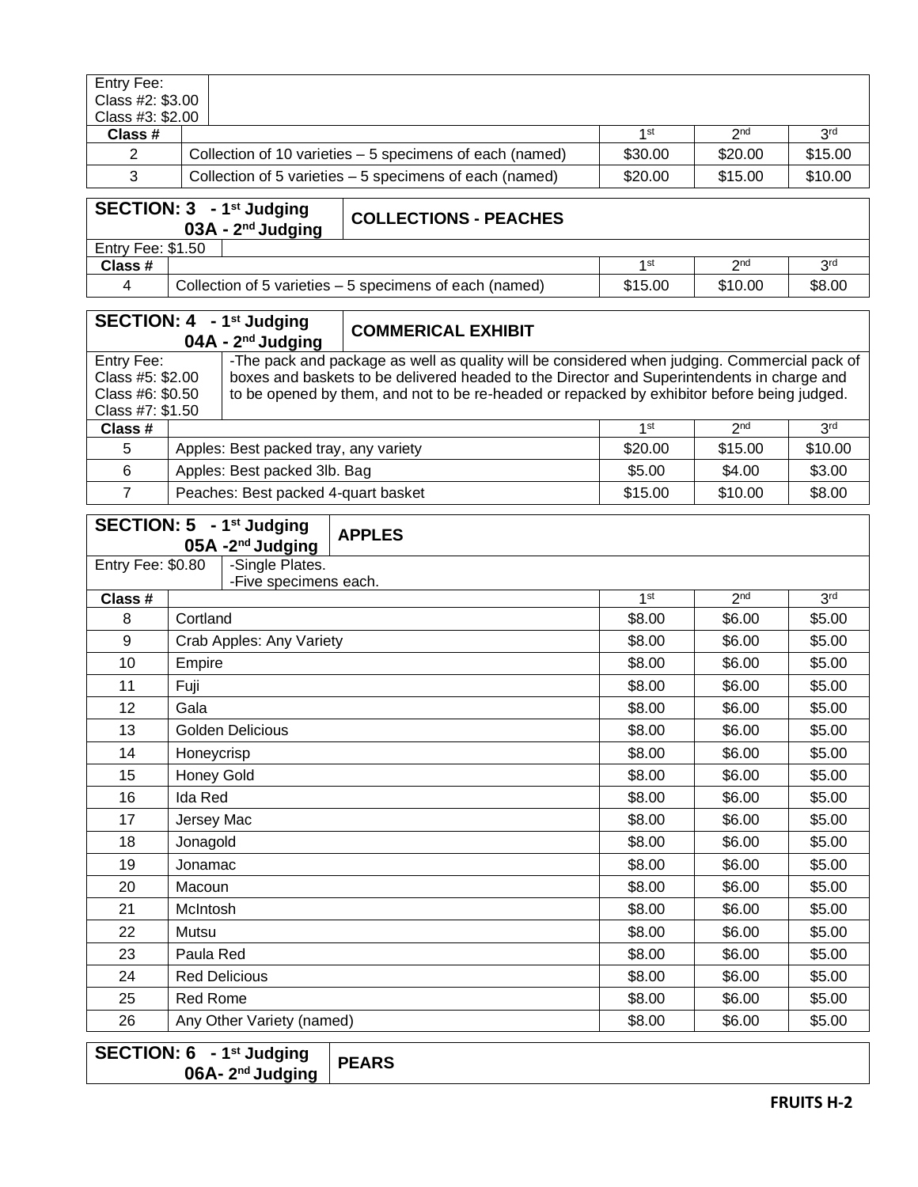Entry Fee:
Class #2: $3.00
Class #3: $2.00

| Class # | | 1st | 2nd | 3rd |
|---|---|---|---|---|
| 2 | Collection of 10 varieties – 5 specimens of each (named) | $30.00 | $20.00 | $15.00 |
| 3 | Collection of 5 varieties – 5 specimens of each (named) | $20.00 | $15.00 | $10.00 |

## SECTION: 3 - 1st Judging / 03A - 2nd Judging — COLLECTIONS - PEACHES

Entry Fee: $1.50

| Class # | | 1st | 2nd | 3rd |
|---|---|---|---|---|
| 4 | Collection of 5 varieties – 5 specimens of each (named) | $15.00 | $10.00 | $8.00 |

## SECTION: 4 - 1st Judging / 04A - 2nd Judging — COMMERICAL EXHIBIT

Entry Fee:
Class #5: $2.00
Class #6: $0.50
Class #7: $1.50

-The pack and package as well as quality will be considered when judging. Commercial pack of boxes and baskets to be delivered headed to the Director and Superintendents in charge and to be opened by them, and not to be re-headed or repacked by exhibitor before being judged.

| Class # | | 1st | 2nd | 3rd |
|---|---|---|---|---|
| 5 | Apples: Best packed tray, any variety | $20.00 | $15.00 | $10.00 |
| 6 | Apples: Best packed 3lb. Bag | $5.00 | $4.00 | $3.00 |
| 7 | Peaches: Best packed 4-quart basket | $15.00 | $10.00 | $8.00 |

## SECTION: 5 - 1st Judging / 05A - 2nd Judging — APPLES

Entry Fee: $0.80

-Single Plates.
-Five specimens each.

| Class # | | 1st | 2nd | 3rd |
|---|---|---|---|---|
| 8 | Cortland | $8.00 | $6.00 | $5.00 |
| 9 | Crab Apples: Any Variety | $8.00 | $6.00 | $5.00 |
| 10 | Empire | $8.00 | $6.00 | $5.00 |
| 11 | Fuji | $8.00 | $6.00 | $5.00 |
| 12 | Gala | $8.00 | $6.00 | $5.00 |
| 13 | Golden Delicious | $8.00 | $6.00 | $5.00 |
| 14 | Honeycrisp | $8.00 | $6.00 | $5.00 |
| 15 | Honey Gold | $8.00 | $6.00 | $5.00 |
| 16 | Ida Red | $8.00 | $6.00 | $5.00 |
| 17 | Jersey Mac | $8.00 | $6.00 | $5.00 |
| 18 | Jonagold | $8.00 | $6.00 | $5.00 |
| 19 | Jonamac | $8.00 | $6.00 | $5.00 |
| 20 | Macoun | $8.00 | $6.00 | $5.00 |
| 21 | McIntosh | $8.00 | $6.00 | $5.00 |
| 22 | Mutsu | $8.00 | $6.00 | $5.00 |
| 23 | Paula Red | $8.00 | $6.00 | $5.00 |
| 24 | Red Delicious | $8.00 | $6.00 | $5.00 |
| 25 | Red Rome | $8.00 | $6.00 | $5.00 |
| 26 | Any Other Variety (named) | $8.00 | $6.00 | $5.00 |

## SECTION: 6 - 1st Judging / 06A- 2nd Judging — PEARS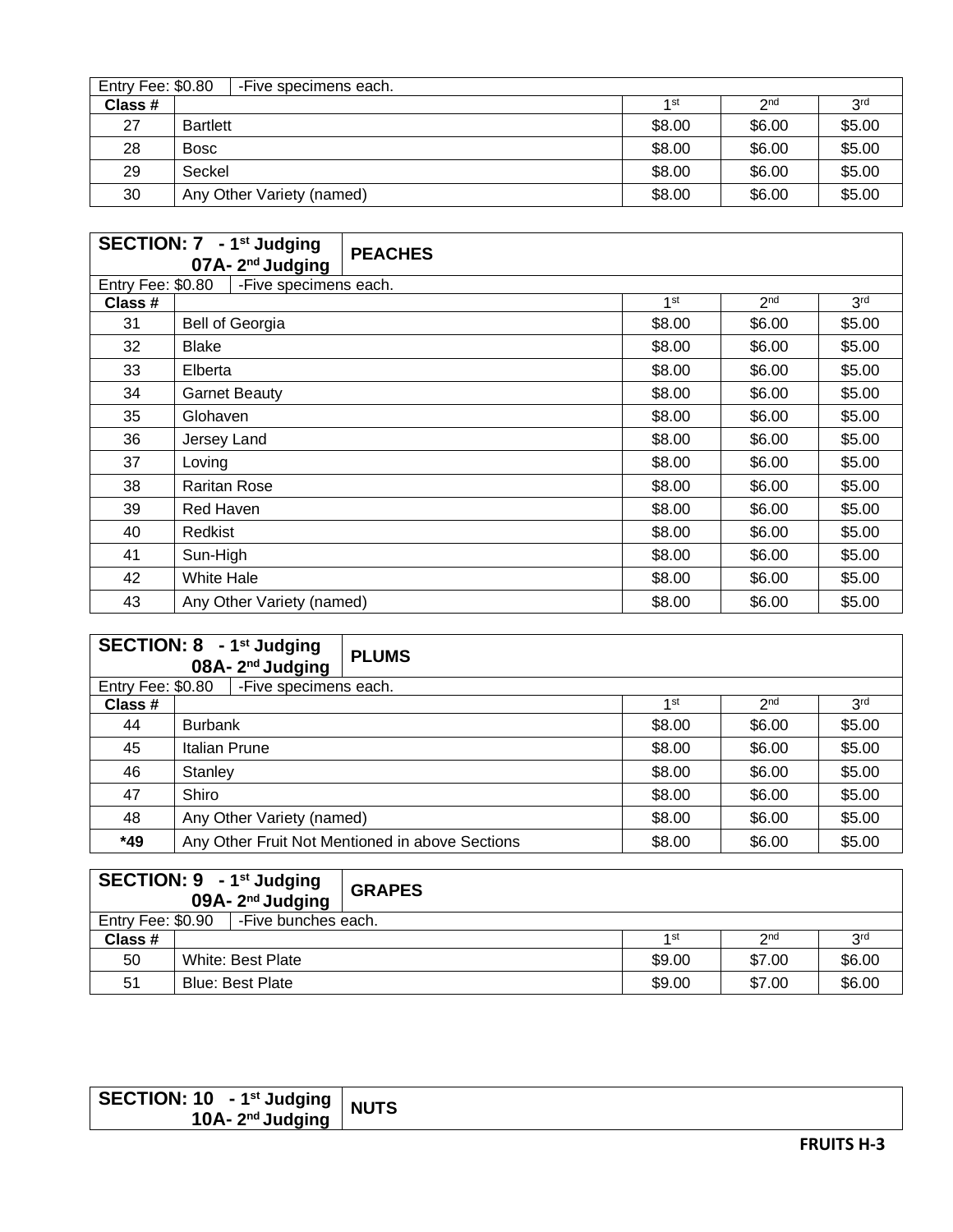| Entry Fee: $0.80 | -Five specimens each. | | | |
|---|---|---|---|---|
| Class # | | 1st | 2nd | 3rd |
| 27 | Bartlett | $8.00 | $6.00 | $5.00 |
| 28 | Bosc | $8.00 | $6.00 | $5.00 |
| 29 | Seckel | $8.00 | $6.00 | $5.00 |
| 30 | Any Other Variety (named) | $8.00 | $6.00 | $5.00 |

## SECTION: 7 - 1st Judging / 07A- 2nd Judging — PEACHES

| Entry Fee: $0.80 | -Five specimens each. | | | |
|---|---|---|---|---|
| Class # | | 1st | 2nd | 3rd |
| 31 | Bell of Georgia | $8.00 | $6.00 | $5.00 |
| 32 | Blake | $8.00 | $6.00 | $5.00 |
| 33 | Elberta | $8.00 | $6.00 | $5.00 |
| 34 | Garnet Beauty | $8.00 | $6.00 | $5.00 |
| 35 | Glohaven | $8.00 | $6.00 | $5.00 |
| 36 | Jersey Land | $8.00 | $6.00 | $5.00 |
| 37 | Loving | $8.00 | $6.00 | $5.00 |
| 38 | Raritan Rose | $8.00 | $6.00 | $5.00 |
| 39 | Red Haven | $8.00 | $6.00 | $5.00 |
| 40 | Redkist | $8.00 | $6.00 | $5.00 |
| 41 | Sun-High | $8.00 | $6.00 | $5.00 |
| 42 | White Hale | $8.00 | $6.00 | $5.00 |
| 43 | Any Other Variety (named) | $8.00 | $6.00 | $5.00 |

## SECTION: 8 - 1st Judging / 08A- 2nd Judging — PLUMS

| Entry Fee: $0.80 | -Five specimens each. | | | |
|---|---|---|---|---|
| Class # | | 1st | 2nd | 3rd |
| 44 | Burbank | $8.00 | $6.00 | $5.00 |
| 45 | Italian Prune | $8.00 | $6.00 | $5.00 |
| 46 | Stanley | $8.00 | $6.00 | $5.00 |
| 47 | Shiro | $8.00 | $6.00 | $5.00 |
| 48 | Any Other Variety (named) | $8.00 | $6.00 | $5.00 |
| *49 | Any Other Fruit Not Mentioned in above Sections | $8.00 | $6.00 | $5.00 |

## SECTION: 9 - 1st Judging / 09A- 2nd Judging — GRAPES

| Entry Fee: $0.90 | -Five bunches each. | | | |
|---|---|---|---|---|
| Class # | | 1st | 2nd | 3rd |
| 50 | White: Best Plate | $9.00 | $7.00 | $6.00 |
| 51 | Blue: Best Plate | $9.00 | $7.00 | $6.00 |

## SECTION: 10 - 1st Judging / 10A- 2nd Judging — NUTS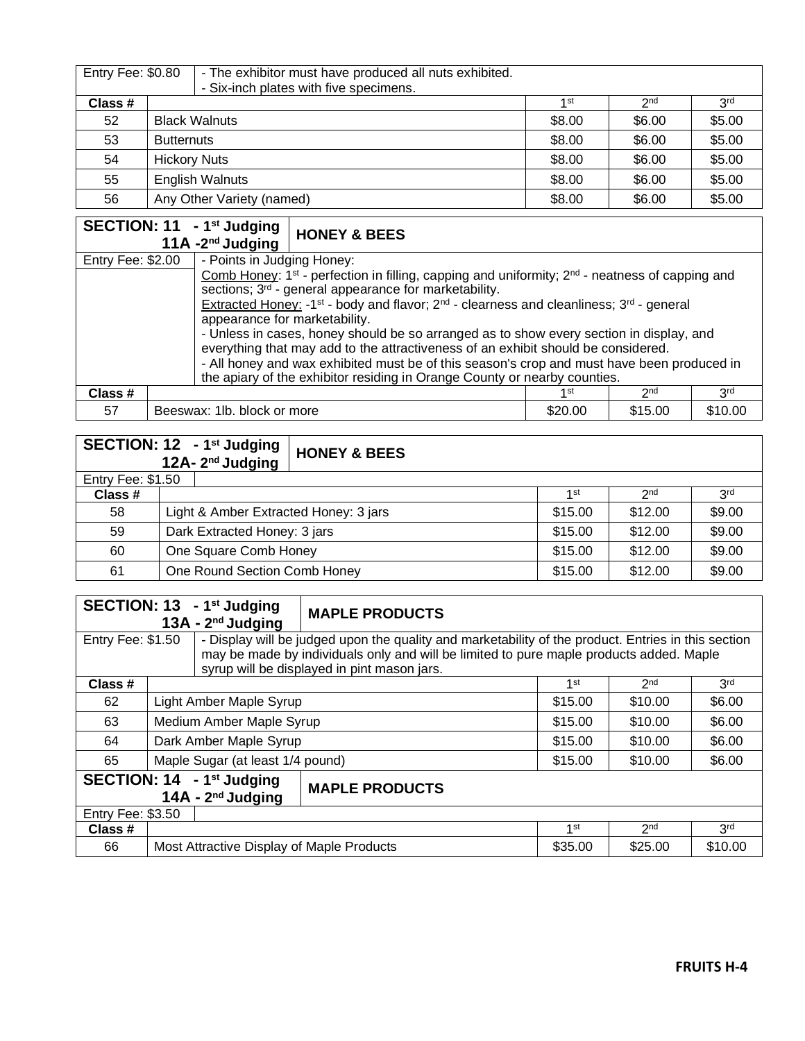| Entry Fee: $0.80 | - The exhibitor must have produced all nuts exhibited.<br>- Six-inch plates with five specimens. | | | |
|---|---|---|---|---|
| **Class #** | | 1st | 2nd | 3rd |
| 52 | Black Walnuts | $8.00 | $6.00 | $5.00 |
| 53 | Butternuts | $8.00 | $6.00 | $5.00 |
| 54 | Hickory Nuts | $8.00 | $6.00 | $5.00 |
| 55 | English Walnuts | $8.00 | $6.00 | $5.00 |
| 56 | Any Other Variety (named) | $8.00 | $6.00 | $5.00 |

## SECTION: 11 - 1st Judging / 11A - 2nd Judging — HONEY & BEES

Entry Fee: $2.00

- Points in Judging Honey:

Comb Honey: 1st - perfection in filling, capping and uniformity; 2nd - neatness of capping and sections; 3rd - general appearance for marketability.

Extracted Honey: -1st - body and flavor; 2nd - clearness and cleanliness; 3rd - general appearance for marketability.

- Unless in cases, honey should be so arranged as to show every section in display, and everything that may add to the attractiveness of an exhibit should be considered.
- All honey and wax exhibited must be of this season's crop and must have been produced in the apiary of the exhibitor residing in Orange County or nearby counties.

| **Class #** | | 1st | 2nd | 3rd |
|---|---|---|---|---|
| 57 | Beeswax: 1lb. block or more | $20.00 | $15.00 | $10.00 |

## SECTION: 12 - 1st Judging / 12A- 2nd Judging — HONEY & BEES

Entry Fee: $1.50

| **Class #** | | 1st | 2nd | 3rd |
|---|---|---|---|---|
| 58 | Light & Amber Extracted Honey: 3 jars | $15.00 | $12.00 | $9.00 |
| 59 | Dark Extracted Honey: 3 jars | $15.00 | $12.00 | $9.00 |
| 60 | One Square Comb Honey | $15.00 | $12.00 | $9.00 |
| 61 | One Round Section Comb Honey | $15.00 | $12.00 | $9.00 |

## SECTION: 13 - 1st Judging / 13A - 2nd Judging — MAPLE PRODUCTS

Entry Fee: $1.50

- Display will be judged upon the quality and marketability of the product. Entries in this section may be made by individuals only and will be limited to pure maple products added. Maple syrup will be displayed in pint mason jars.

| **Class #** | | 1st | 2nd | 3rd |
|---|---|---|---|---|
| 62 | Light Amber Maple Syrup | $15.00 | $10.00 | $6.00 |
| 63 | Medium Amber Maple Syrup | $15.00 | $10.00 | $6.00 |
| 64 | Dark Amber Maple Syrup | $15.00 | $10.00 | $6.00 |
| 65 | Maple Sugar (at least 1/4 pound) | $15.00 | $10.00 | $6.00 |

## SECTION: 14 - 1st Judging / 14A - 2nd Judging — MAPLE PRODUCTS

Entry Fee: $3.50

| **Class #** | | 1st | 2nd | 3rd |
|---|---|---|---|---|
| 66 | Most Attractive Display of Maple Products | $35.00 | $25.00 | $10.00 |